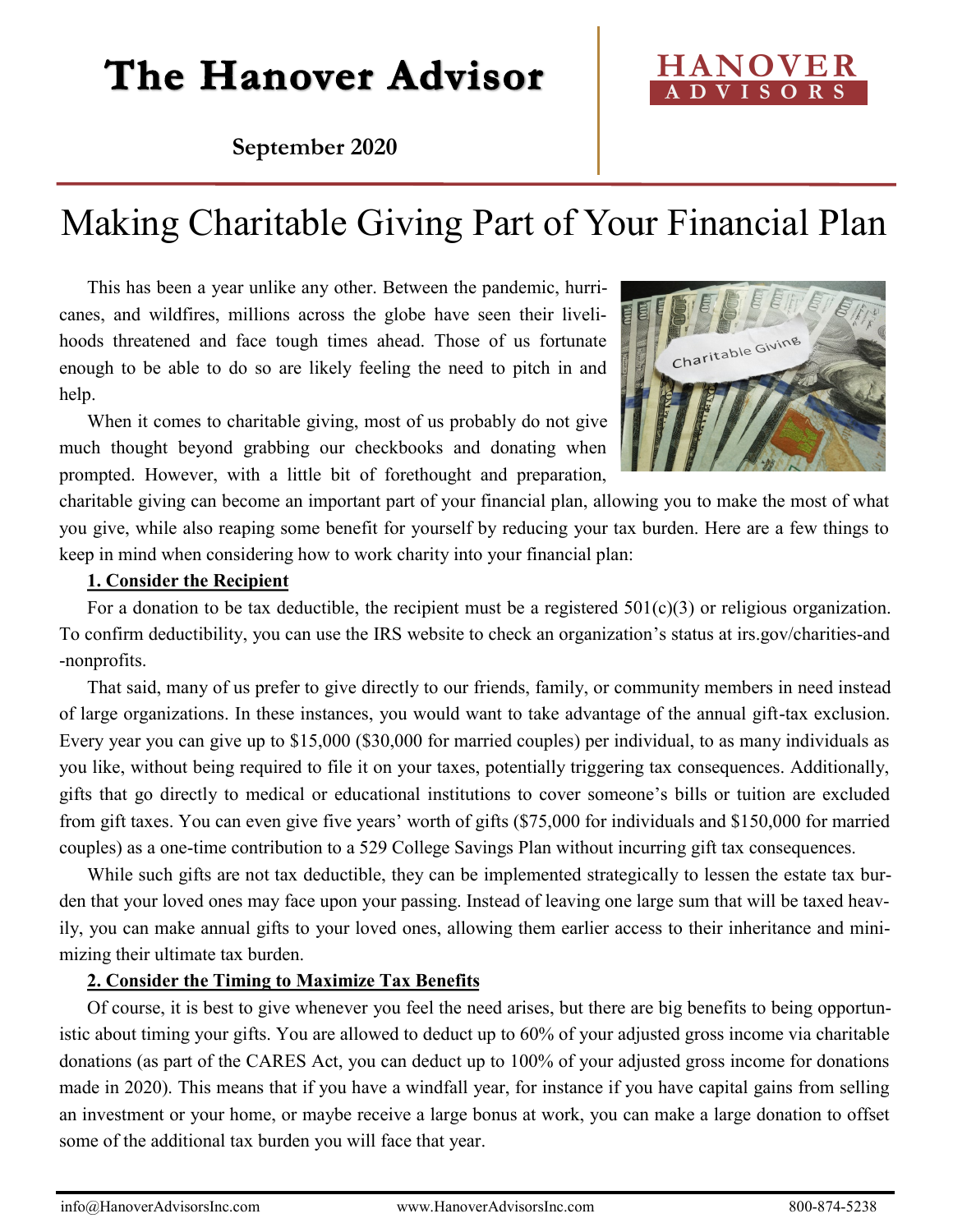# The Hanover Advisor

**September 2020**

## Making Charitable Giving Part of Your Financial Plan

This has been a year unlike any other. Between the pandemic, hurricanes, and wildfires, millions across the globe have seen their livelihoods threatened and face tough times ahead. Those of us fortunate enough to be able to do so are likely feeling the need to pitch in and help.

When it comes to charitable giving, most of us probably do not give much thought beyond grabbing our checkbooks and donating when prompted. However, with a little bit of forethought and preparation, charitable giving can become an important part of your financial plan, allowing you to make the most of what you give, while also reaping some benefit for yourself by reducing your tax burden. Here are a few things to keep in mind when considering how to work charity into your financial plan:

**1. Consider the Recipient**

For a donation to be tax deductible, the recipient must be a registered 501(c)(3) or religious organization. To confirm deductibility, you can use the IRS website to check an organization's status at irs.gov/charities-and-nonprofits.

That said, many of us prefer to give directly to our friends, family, or community members in need instead of large organizations. In these instances, you would want to take advantage of the annual gift-tax exclusion. Every year you can give up to $15,000 ($30,000 for married couples) per individual, to as many individuals as you like, without being required to file it on your taxes, potentially triggering tax consequences. Additionally, gifts that go directly to medical or educational institutions to cover someone's bills or tuition are excluded from gift taxes. You can even give five years' worth of gifts ($75,000 for individuals and $150,000 for married couples) as a one-time contribution to a 529 College Savings Plan without incurring gift tax consequences.

While such gifts are not tax deductible, they can be implemented strategically to lessen the estate tax burden that your loved ones may face upon your passing. Instead of leaving one large sum that will be taxed heavily, you can make annual gifts to your loved ones, allowing them earlier access to their inheritance and minimizing their ultimate tax burden.

**2. Consider the Timing to Maximize Tax Benefits**

Of course, it is best to give whenever you feel the need arises, but there are big benefits to being opportunistic about timing your gifts. You are allowed to deduct up to 60% of your adjusted gross income via charitable donations (as part of the CARES Act, you can deduct up to 100% of your adjusted gross income for donations made in 2020). This means that if you have a windfall year, for instance if you have capital gains from selling an investment or your home, or maybe receive a large bonus at work, you can make a large donation to offset some of the additional tax burden you will face that year.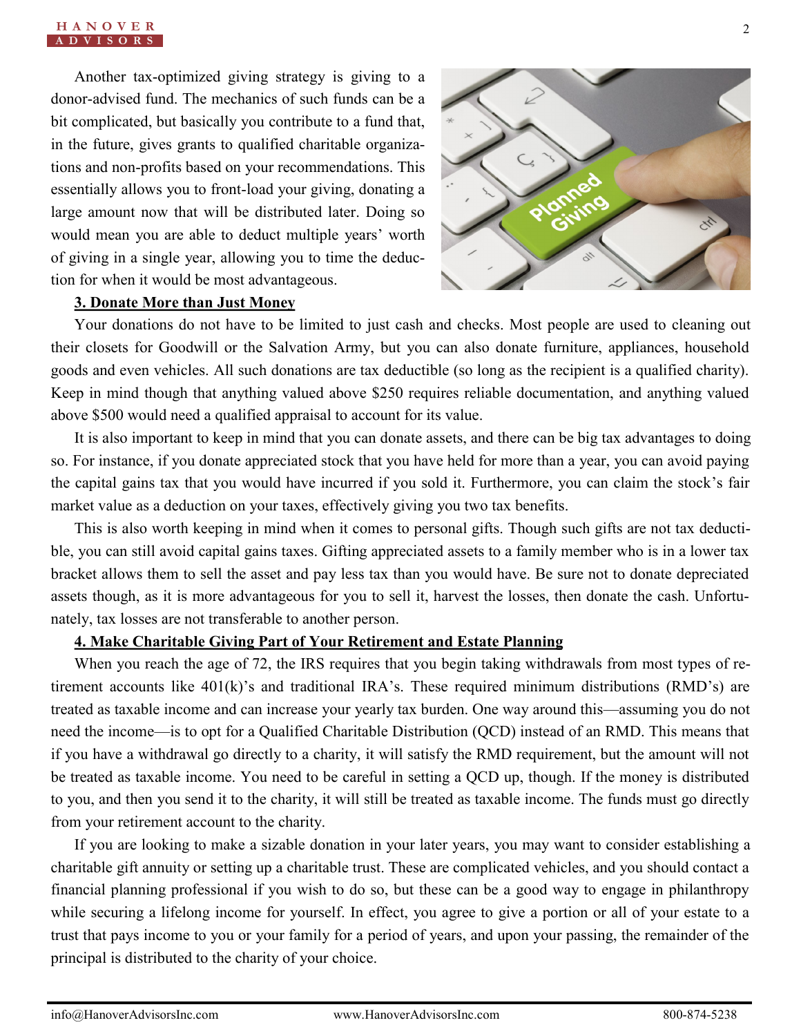Another tax-optimized giving strategy is giving to a donor-advised fund. The mechanics of such funds can be a bit complicated, but basically you contribute to a fund that, in the future, gives grants to qualified charitable organizations and non-profits based on your recommendations. This essentially allows you to front-load your giving, donating a large amount now that will be distributed later. Doing so would mean you are able to deduct multiple years' worth of giving in a single year, allowing you to time the deduction for when it would be most advantageous.

**3. Donate More than Just Money**

Your donations do not have to be limited to just cash and checks. Most people are used to cleaning out their closets for Goodwill or the Salvation Army, but you can also donate furniture, appliances, household goods and even vehicles. All such donations are tax deductible (so long as the recipient is a qualified charity). Keep in mind though that anything valued above $250 requires reliable documentation, and anything valued above $500 would need a qualified appraisal to account for its value.

It is also important to keep in mind that you can donate assets, and there can be big tax advantages to doing so. For instance, if you donate appreciated stock that you have held for more than a year, you can avoid paying the capital gains tax that you would have incurred if you sold it. Furthermore, you can claim the stock's fair market value as a deduction on your taxes, effectively giving you two tax benefits.

This is also worth keeping in mind when it comes to personal gifts. Though such gifts are not tax deductible, you can still avoid capital gains taxes. Gifting appreciated assets to a family member who is in a lower tax bracket allows them to sell the asset and pay less tax than you would have. Be sure not to donate depreciated assets though, as it is more advantageous for you to sell it, harvest the losses, then donate the cash. Unfortunately, tax losses are not transferable to another person.

**4. Make Charitable Giving Part of Your Retirement and Estate Planning**

When you reach the age of 72, the IRS requires that you begin taking withdrawals from most types of retirement accounts like 401(k)'s and traditional IRA's. These required minimum distributions (RMD's) are treated as taxable income and can increase your yearly tax burden. One way around this—assuming you do not need the income—is to opt for a Qualified Charitable Distribution (QCD) instead of an RMD. This means that if you have a withdrawal go directly to a charity, it will satisfy the RMD requirement, but the amount will not be treated as taxable income. You need to be careful in setting a QCD up, though. If the money is distributed to you, and then you send it to the charity, it will still be treated as taxable income. The funds must go directly from your retirement account to the charity.

If you are looking to make a sizable donation in your later years, you may want to consider establishing a charitable gift annuity or setting up a charitable trust. These are complicated vehicles, and you should contact a financial planning professional if you wish to do so, but these can be a good way to engage in philanthropy while securing a lifelong income for yourself. In effect, you agree to give a portion or all of your estate to a trust that pays income to you or your family for a period of years, and upon your passing, the remainder of the principal is distributed to the charity of your choice.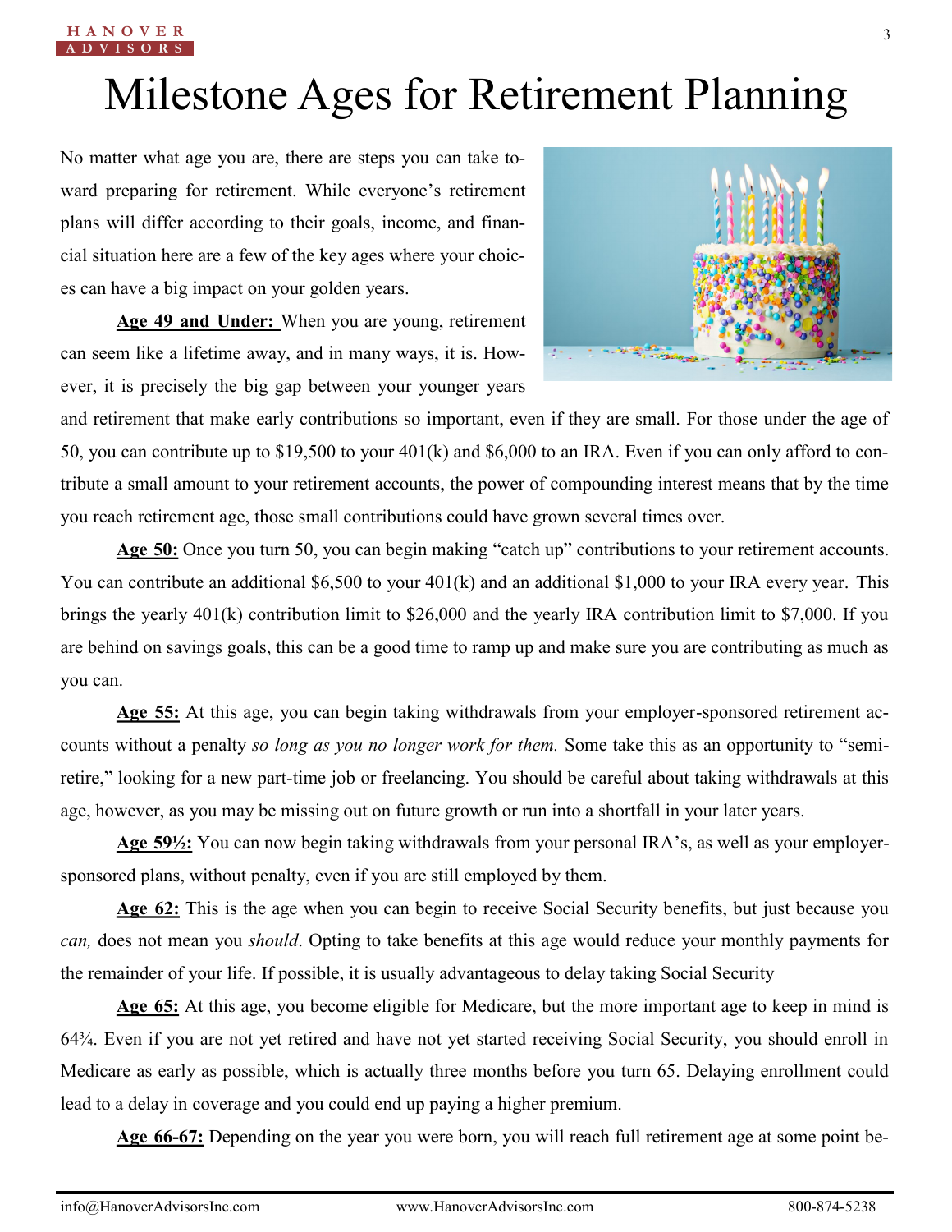# Milestone Ages for Retirement Planning

No matter what age you are, there are steps you can take toward preparing for retirement. While everyone's retirement plans will differ according to their goals, income, and financial situation here are a few of the key ages where your choices can have a big impact on your golden years.

**Age 49 and Under:** When you are young, retirement can seem like a lifetime away, and in many ways, it is. However, it is precisely the big gap between your younger years and retirement that make early contributions so important, even if they are small. For those under the age of 50, you can contribute up to $19,500 to your 401(k) and $6,000 to an IRA. Even if you can only afford to contribute a small amount to your retirement accounts, the power of compounding interest means that by the time you reach retirement age, those small contributions could have grown several times over.

**Age 50:** Once you turn 50, you can begin making "catch up" contributions to your retirement accounts. You can contribute an additional $6,500 to your 401(k) and an additional $1,000 to your IRA every year. This brings the yearly 401(k) contribution limit to $26,000 and the yearly IRA contribution limit to $7,000. If you are behind on savings goals, this can be a good time to ramp up and make sure you are contributing as much as you can.

**Age 55:** At this age, you can begin taking withdrawals from your employer-sponsored retirement accounts without a penalty *so long as you no longer work for them.* Some take this as an opportunity to "semi-retire," looking for a new part-time job or freelancing. You should be careful about taking withdrawals at this age, however, as you may be missing out on future growth or run into a shortfall in your later years.

**Age 59½:** You can now begin taking withdrawals from your personal IRA's, as well as your employer-sponsored plans, without penalty, even if you are still employed by them.

**Age 62:** This is the age when you can begin to receive Social Security benefits, but just because you *can,* does not mean you *should*. Opting to take benefits at this age would reduce your monthly payments for the remainder of your life. If possible, it is usually advantageous to delay taking Social Security

**Age 65:** At this age, you become eligible for Medicare, but the more important age to keep in mind is 64¾. Even if you are not yet retired and have not yet started receiving Social Security, you should enroll in Medicare as early as possible, which is actually three months before you turn 65. Delaying enrollment could lead to a delay in coverage and you could end up paying a higher premium.

**Age 66-67:** Depending on the year you were born, you will reach full retirement age at some point be-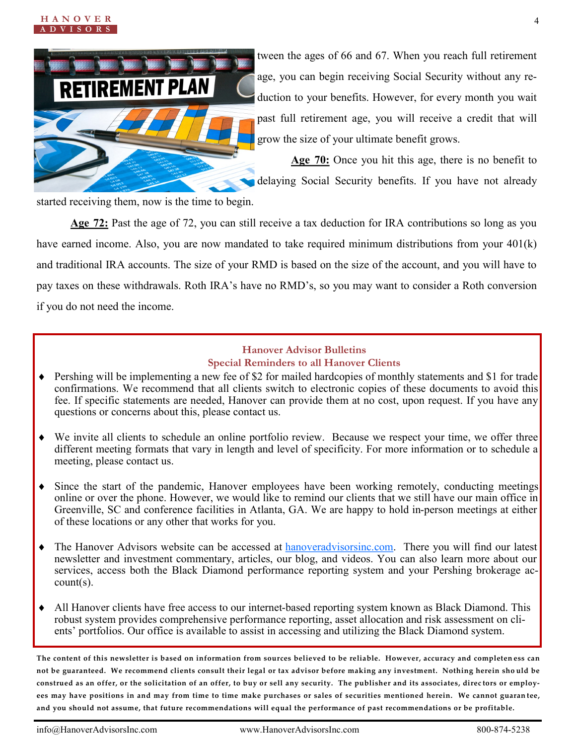tween the ages of 66 and 67. When you reach full retirement age, you can begin receiving Social Security without any reduction to your benefits. However, for every month you wait past full retirement age, you will receive a credit that will grow the size of your ultimate benefit grows.

**Age 70:** Once you hit this age, there is no benefit to delaying Social Security benefits. If you have not already started receiving them, now is the time to begin.

**Age 72:** Past the age of 72, you can still receive a tax deduction for IRA contributions so long as you have earned income. Also, you are now mandated to take required minimum distributions from your 401(k) and traditional IRA accounts. The size of your RMD is based on the size of the account, and you will have to pay taxes on these withdrawals. Roth IRA's have no RMD's, so you may want to consider a Roth conversion if you do not need the income.

## Hanover Advisor Bulletins
### Special Reminders to all Hanover Clients

- Pershing will be implementing a new fee of $2 for mailed hardcopies of monthly statements and $1 for trade confirmations. We recommend that all clients switch to electronic copies of these documents to avoid this fee. If specific statements are needed, Hanover can provide them at no cost, upon request. If you have any questions or concerns about this, please contact us.

- We invite all clients to schedule an online portfolio review. Because we respect your time, we offer three different meeting formats that vary in length and level of specificity. For more information or to schedule a meeting, please contact us.

- Since the start of the pandemic, Hanover employees have been working remotely, conducting meetings online or over the phone. However, we would like to remind our clients that we still have our main office in Greenville, SC and conference facilities in Atlanta, GA. We are happy to hold in-person meetings at either of these locations or any other that works for you.

- The Hanover Advisors website can be accessed at hanoveradvisorsinc.com. There you will find our latest newsletter and investment commentary, articles, our blog, and videos. You can also learn more about our services, access both the Black Diamond performance reporting system and your Pershing brokerage account(s).

- All Hanover clients have free access to our internet-based reporting system known as Black Diamond. This robust system provides comprehensive performance reporting, asset allocation and risk assessment on clients' portfolios. Our office is available to assist in accessing and utilizing the Black Diamond system.

**The content of this newsletter is based on information from sources believed to be reliable. However, accuracy and completeness can not be guaranteed. We recommend clients consult their legal or tax advisor before making any investment. Nothing herein should be construed as an offer, or the solicitation of an offer, to buy or sell any security. The publisher and its associates, directors or employees may have positions in and may from time to time make purchases or sales of securities mentioned herein. We cannot guarantee, and you should not assume, that future recommendations will equal the performance of past recommendations or be profitable.**

info@HanoverAdvisorsInc.com www.HanoverAdvisorsInc.com 800-874-5238